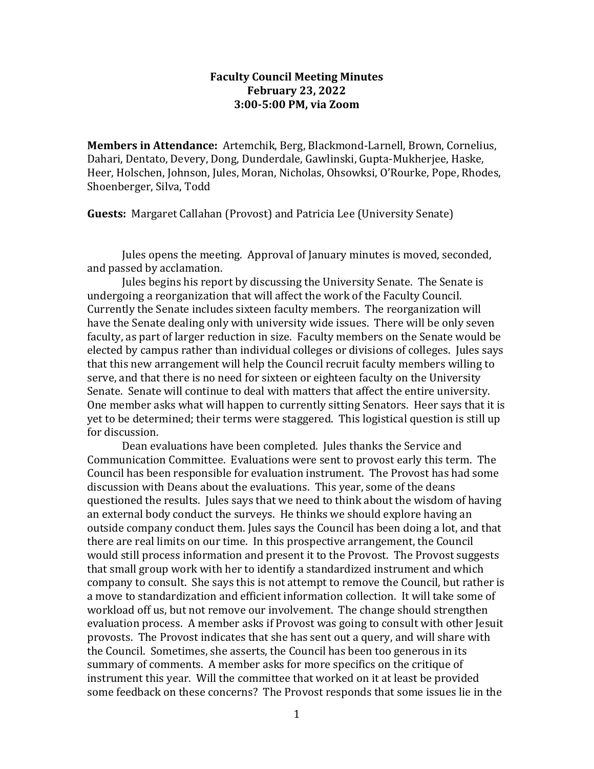**Faculty Council Meeting Minutes**
**February 23, 2022**
**3:00-5:00 PM, via Zoom**

**Members in Attendance:** Artemchik, Berg, Blackmond-Larnell, Brown, Cornelius, Dahari, Dentato, Devery, Dong, Dunderdale, Gawlinski, Gupta-Mukherjee, Haske, Heer, Holschen, Johnson, Jules, Moran, Nicholas, Ohsowksi, O'Rourke, Pope, Rhodes, Shoenberger, Silva, Todd

**Guests:** Margaret Callahan (Provost) and Patricia Lee (University Senate)

Jules opens the meeting. Approval of January minutes is moved, seconded, and passed by acclamation.

Jules begins his report by discussing the University Senate. The Senate is undergoing a reorganization that will affect the work of the Faculty Council. Currently the Senate includes sixteen faculty members. The reorganization will have the Senate dealing only with university wide issues. There will be only seven faculty, as part of larger reduction in size. Faculty members on the Senate would be elected by campus rather than individual colleges or divisions of colleges. Jules says that this new arrangement will help the Council recruit faculty members willing to serve, and that there is no need for sixteen or eighteen faculty on the University Senate. Senate will continue to deal with matters that affect the entire university. One member asks what will happen to currently sitting Senators. Heer says that it is yet to be determined; their terms were staggered. This logistical question is still up for discussion.

Dean evaluations have been completed. Jules thanks the Service and Communication Committee. Evaluations were sent to provost early this term. The Council has been responsible for evaluation instrument. The Provost has had some discussion with Deans about the evaluations. This year, some of the deans questioned the results. Jules says that we need to think about the wisdom of having an external body conduct the surveys. He thinks we should explore having an outside company conduct them. Jules says the Council has been doing a lot, and that there are real limits on our time. In this prospective arrangement, the Council would still process information and present it to the Provost. The Provost suggests that small group work with her to identify a standardized instrument and which company to consult. She says this is not attempt to remove the Council, but rather is a move to standardization and efficient information collection. It will take some of workload off us, but not remove our involvement. The change should strengthen evaluation process. A member asks if Provost was going to consult with other Jesuit provosts. The Provost indicates that she has sent out a query, and will share with the Council. Sometimes, she asserts, the Council has been too generous in its summary of comments. A member asks for more specifics on the critique of instrument this year. Will the committee that worked on it at least be provided some feedback on these concerns? The Provost responds that some issues lie in the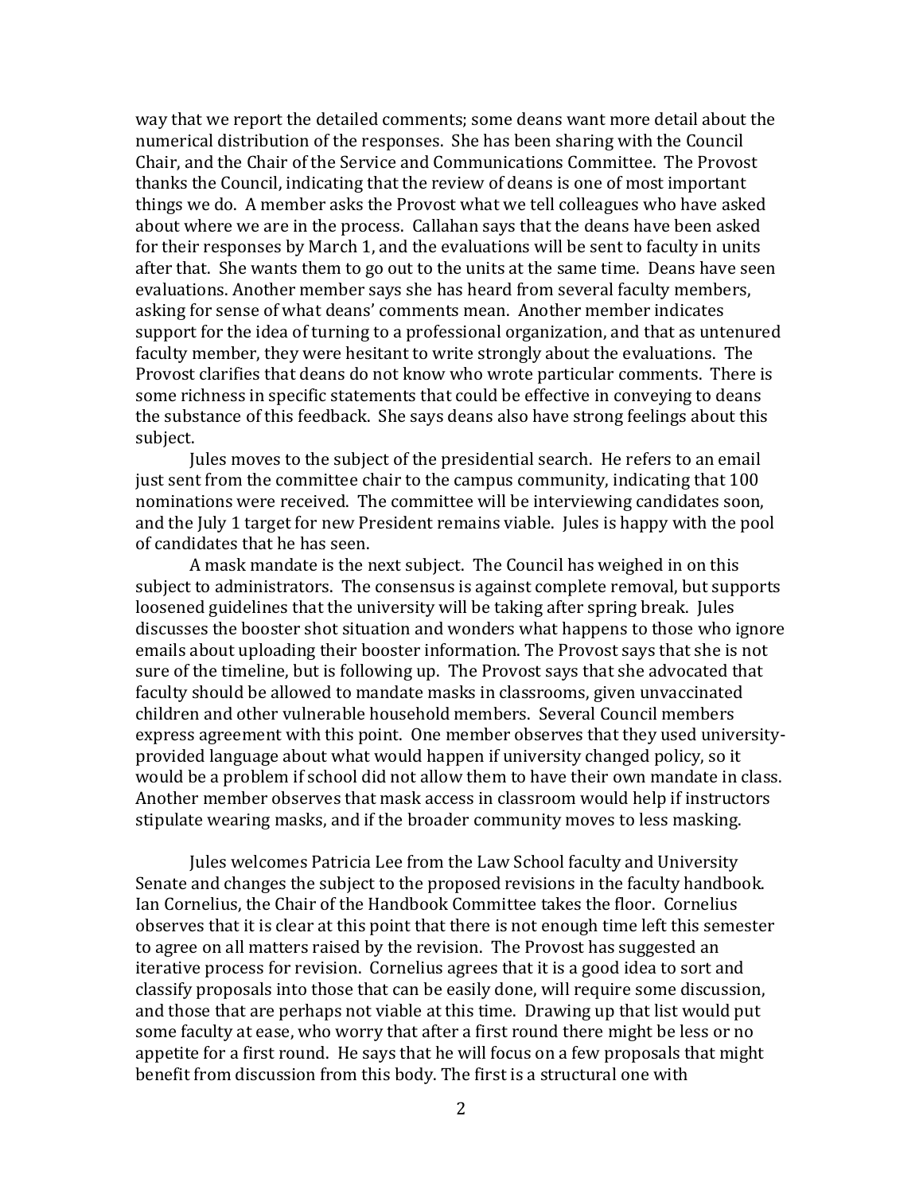way that we report the detailed comments; some deans want more detail about the numerical distribution of the responses. She has been sharing with the Council Chair, and the Chair of the Service and Communications Committee. The Provost thanks the Council, indicating that the review of deans is one of most important things we do. A member asks the Provost what we tell colleagues who have asked about where we are in the process. Callahan says that the deans have been asked for their responses by March 1, and the evaluations will be sent to faculty in units after that. She wants them to go out to the units at the same time. Deans have seen evaluations. Another member says she has heard from several faculty members, asking for sense of what deans' comments mean. Another member indicates support for the idea of turning to a professional organization, and that as untenured faculty member, they were hesitant to write strongly about the evaluations. The Provost clarifies that deans do not know who wrote particular comments. There is some richness in specific statements that could be effective in conveying to deans the substance of this feedback. She says deans also have strong feelings about this subject.

Jules moves to the subject of the presidential search. He refers to an email just sent from the committee chair to the campus community, indicating that 100 nominations were received. The committee will be interviewing candidates soon, and the July 1 target for new President remains viable. Jules is happy with the pool of candidates that he has seen.

A mask mandate is the next subject. The Council has weighed in on this subject to administrators. The consensus is against complete removal, but supports loosened guidelines that the university will be taking after spring break. Jules discusses the booster shot situation and wonders what happens to those who ignore emails about uploading their booster information. The Provost says that she is not sure of the timeline, but is following up. The Provost says that she advocated that faculty should be allowed to mandate masks in classrooms, given unvaccinated children and other vulnerable household members. Several Council members express agreement with this point. One member observes that they used university-provided language about what would happen if university changed policy, so it would be a problem if school did not allow them to have their own mandate in class. Another member observes that mask access in classroom would help if instructors stipulate wearing masks, and if the broader community moves to less masking.

Jules welcomes Patricia Lee from the Law School faculty and University Senate and changes the subject to the proposed revisions in the faculty handbook. Ian Cornelius, the Chair of the Handbook Committee takes the floor. Cornelius observes that it is clear at this point that there is not enough time left this semester to agree on all matters raised by the revision. The Provost has suggested an iterative process for revision. Cornelius agrees that it is a good idea to sort and classify proposals into those that can be easily done, will require some discussion, and those that are perhaps not viable at this time. Drawing up that list would put some faculty at ease, who worry that after a first round there might be less or no appetite for a first round. He says that he will focus on a few proposals that might benefit from discussion from this body. The first is a structural one with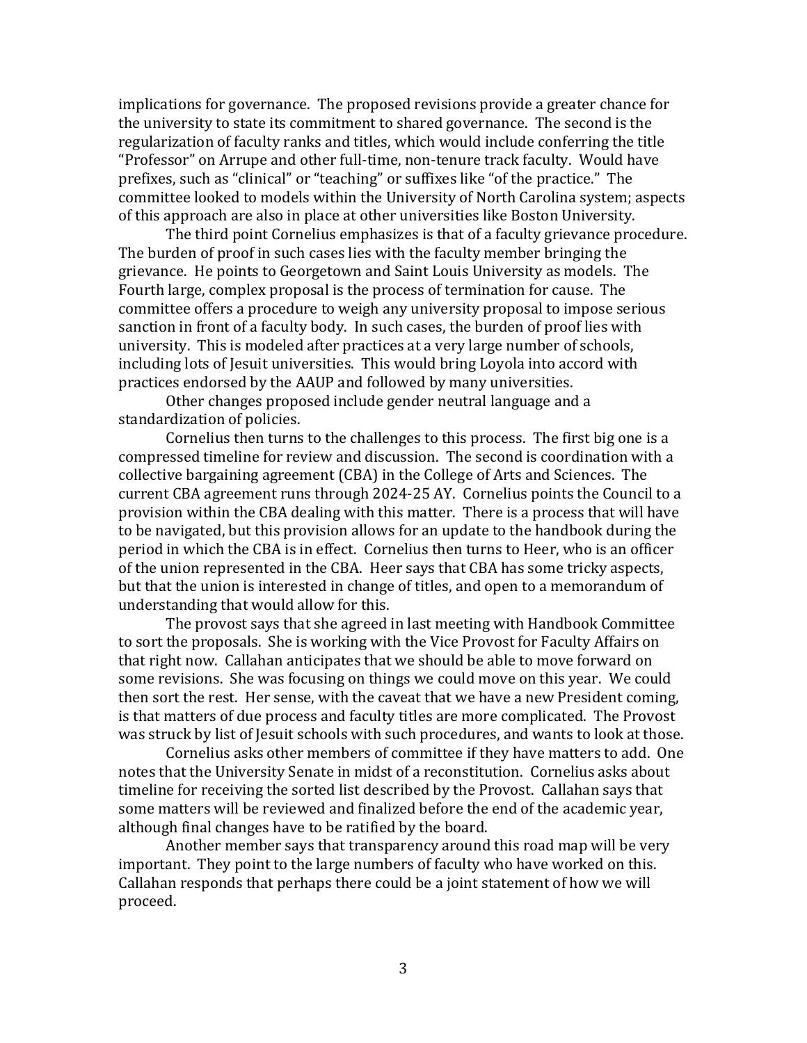implications for governance. The proposed revisions provide a greater chance for the university to state its commitment to shared governance. The second is the regularization of faculty ranks and titles, which would include conferring the title "Professor" on Arrupe and other full-time, non-tenure track faculty. Would have prefixes, such as "clinical" or "teaching" or suffixes like "of the practice." The committee looked to models within the University of North Carolina system; aspects of this approach are also in place at other universities like Boston University.

The third point Cornelius emphasizes is that of a faculty grievance procedure. The burden of proof in such cases lies with the faculty member bringing the grievance. He points to Georgetown and Saint Louis University as models. The Fourth large, complex proposal is the process of termination for cause. The committee offers a procedure to weigh any university proposal to impose serious sanction in front of a faculty body. In such cases, the burden of proof lies with university. This is modeled after practices at a very large number of schools, including lots of Jesuit universities. This would bring Loyola into accord with practices endorsed by the AAUP and followed by many universities.

Other changes proposed include gender neutral language and a standardization of policies.

Cornelius then turns to the challenges to this process. The first big one is a compressed timeline for review and discussion. The second is coordination with a collective bargaining agreement (CBA) in the College of Arts and Sciences. The current CBA agreement runs through 2024-25 AY. Cornelius points the Council to a provision within the CBA dealing with this matter. There is a process that will have to be navigated, but this provision allows for an update to the handbook during the period in which the CBA is in effect. Cornelius then turns to Heer, who is an officer of the union represented in the CBA. Heer says that CBA has some tricky aspects, but that the union is interested in change of titles, and open to a memorandum of understanding that would allow for this.

The provost says that she agreed in last meeting with Handbook Committee to sort the proposals. She is working with the Vice Provost for Faculty Affairs on that right now. Callahan anticipates that we should be able to move forward on some revisions. She was focusing on things we could move on this year. We could then sort the rest. Her sense, with the caveat that we have a new President coming, is that matters of due process and faculty titles are more complicated. The Provost was struck by list of Jesuit schools with such procedures, and wants to look at those.

Cornelius asks other members of committee if they have matters to add. One notes that the University Senate in midst of a reconstitution. Cornelius asks about timeline for receiving the sorted list described by the Provost. Callahan says that some matters will be reviewed and finalized before the end of the academic year, although final changes have to be ratified by the board.

Another member says that transparency around this road map will be very important. They point to the large numbers of faculty who have worked on this. Callahan responds that perhaps there could be a joint statement of how we will proceed.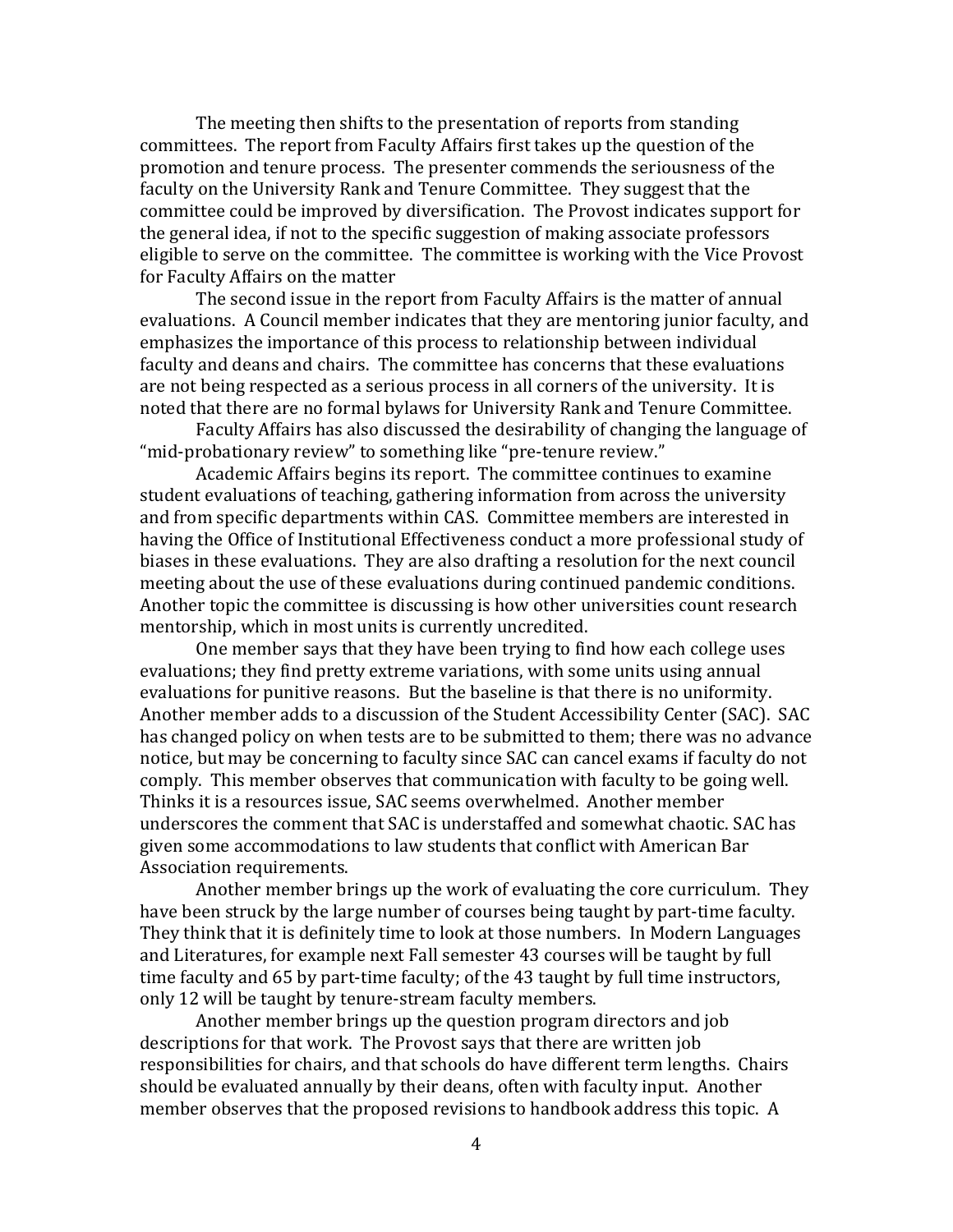The meeting then shifts to the presentation of reports from standing committees. The report from Faculty Affairs first takes up the question of the promotion and tenure process. The presenter commends the seriousness of the faculty on the University Rank and Tenure Committee. They suggest that the committee could be improved by diversification. The Provost indicates support for the general idea, if not to the specific suggestion of making associate professors eligible to serve on the committee. The committee is working with the Vice Provost for Faculty Affairs on the matter

The second issue in the report from Faculty Affairs is the matter of annual evaluations. A Council member indicates that they are mentoring junior faculty, and emphasizes the importance of this process to relationship between individual faculty and deans and chairs. The committee has concerns that these evaluations are not being respected as a serious process in all corners of the university. It is noted that there are no formal bylaws for University Rank and Tenure Committee.

Faculty Affairs has also discussed the desirability of changing the language of "mid-probationary review" to something like "pre-tenure review."

Academic Affairs begins its report. The committee continues to examine student evaluations of teaching, gathering information from across the university and from specific departments within CAS. Committee members are interested in having the Office of Institutional Effectiveness conduct a more professional study of biases in these evaluations. They are also drafting a resolution for the next council meeting about the use of these evaluations during continued pandemic conditions. Another topic the committee is discussing is how other universities count research mentorship, which in most units is currently uncredited.

One member says that they have been trying to find how each college uses evaluations; they find pretty extreme variations, with some units using annual evaluations for punitive reasons. But the baseline is that there is no uniformity. Another member adds to a discussion of the Student Accessibility Center (SAC). SAC has changed policy on when tests are to be submitted to them; there was no advance notice, but may be concerning to faculty since SAC can cancel exams if faculty do not comply. This member observes that communication with faculty to be going well. Thinks it is a resources issue, SAC seems overwhelmed. Another member underscores the comment that SAC is understaffed and somewhat chaotic. SAC has given some accommodations to law students that conflict with American Bar Association requirements.

Another member brings up the work of evaluating the core curriculum. They have been struck by the large number of courses being taught by part-time faculty. They think that it is definitely time to look at those numbers. In Modern Languages and Literatures, for example next Fall semester 43 courses will be taught by full time faculty and 65 by part-time faculty; of the 43 taught by full time instructors, only 12 will be taught by tenure-stream faculty members.

Another member brings up the question program directors and job descriptions for that work. The Provost says that there are written job responsibilities for chairs, and that schools do have different term lengths. Chairs should be evaluated annually by their deans, often with faculty input. Another member observes that the proposed revisions to handbook address this topic. A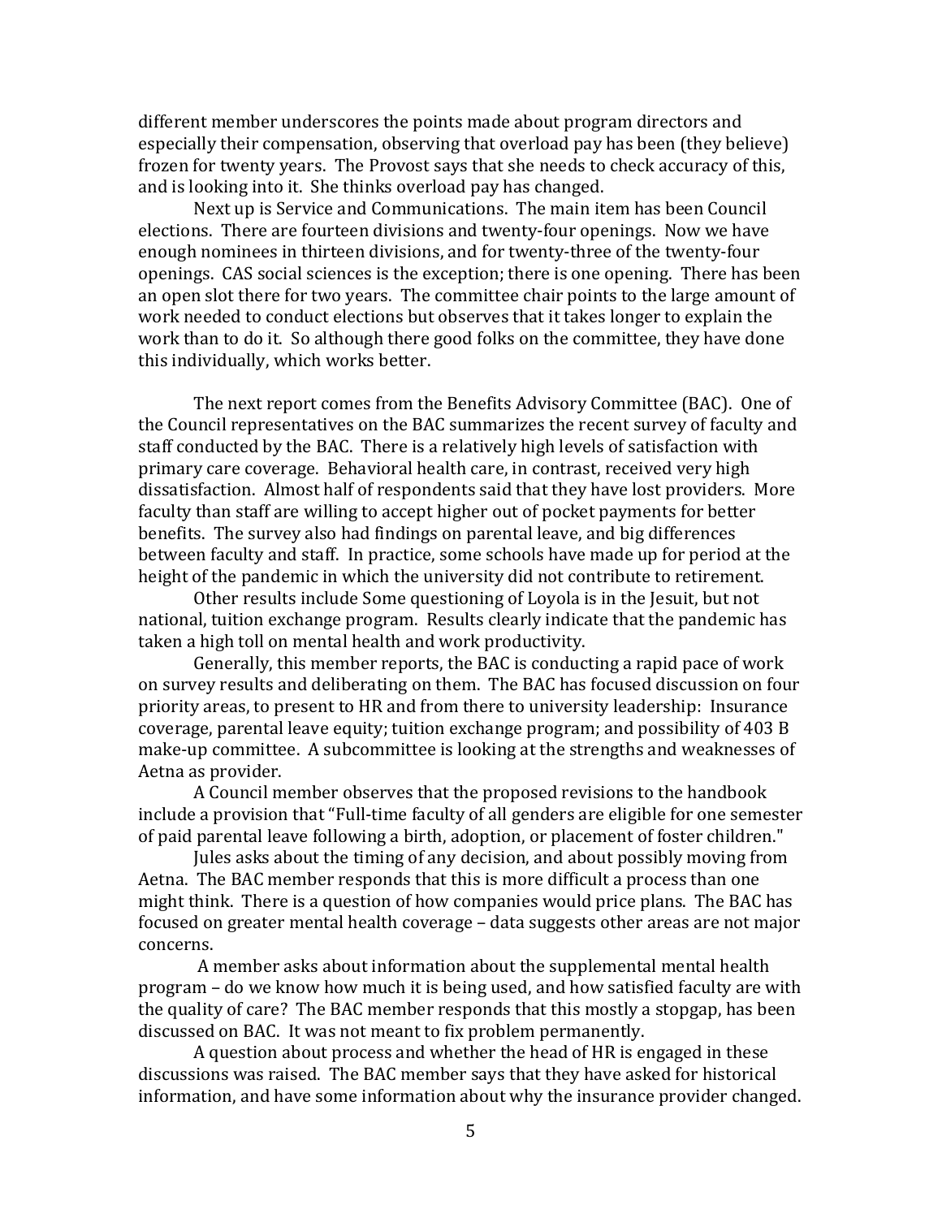different member underscores the points made about program directors and especially their compensation, observing that overload pay has been (they believe) frozen for twenty years. The Provost says that she needs to check accuracy of this, and is looking into it. She thinks overload pay has changed.

Next up is Service and Communications. The main item has been Council elections. There are fourteen divisions and twenty-four openings. Now we have enough nominees in thirteen divisions, and for twenty-three of the twenty-four openings. CAS social sciences is the exception; there is one opening. There has been an open slot there for two years. The committee chair points to the large amount of work needed to conduct elections but observes that it takes longer to explain the work than to do it. So although there good folks on the committee, they have done this individually, which works better.

The next report comes from the Benefits Advisory Committee (BAC). One of the Council representatives on the BAC summarizes the recent survey of faculty and staff conducted by the BAC. There is a relatively high levels of satisfaction with primary care coverage. Behavioral health care, in contrast, received very high dissatisfaction. Almost half of respondents said that they have lost providers. More faculty than staff are willing to accept higher out of pocket payments for better benefits. The survey also had findings on parental leave, and big differences between faculty and staff. In practice, some schools have made up for period at the height of the pandemic in which the university did not contribute to retirement.

Other results include Some questioning of Loyola is in the Jesuit, but not national, tuition exchange program. Results clearly indicate that the pandemic has taken a high toll on mental health and work productivity.

Generally, this member reports, the BAC is conducting a rapid pace of work on survey results and deliberating on them. The BAC has focused discussion on four priority areas, to present to HR and from there to university leadership: Insurance coverage, parental leave equity; tuition exchange program; and possibility of 403 B make-up committee. A subcommittee is looking at the strengths and weaknesses of Aetna as provider.

A Council member observes that the proposed revisions to the handbook include a provision that "Full-time faculty of all genders are eligible for one semester of paid parental leave following a birth, adoption, or placement of foster children."

Jules asks about the timing of any decision, and about possibly moving from Aetna. The BAC member responds that this is more difficult a process than one might think. There is a question of how companies would price plans. The BAC has focused on greater mental health coverage – data suggests other areas are not major concerns.

A member asks about information about the supplemental mental health program – do we know how much it is being used, and how satisfied faculty are with the quality of care? The BAC member responds that this mostly a stopgap, has been discussed on BAC. It was not meant to fix problem permanently.

A question about process and whether the head of HR is engaged in these discussions was raised. The BAC member says that they have asked for historical information, and have some information about why the insurance provider changed.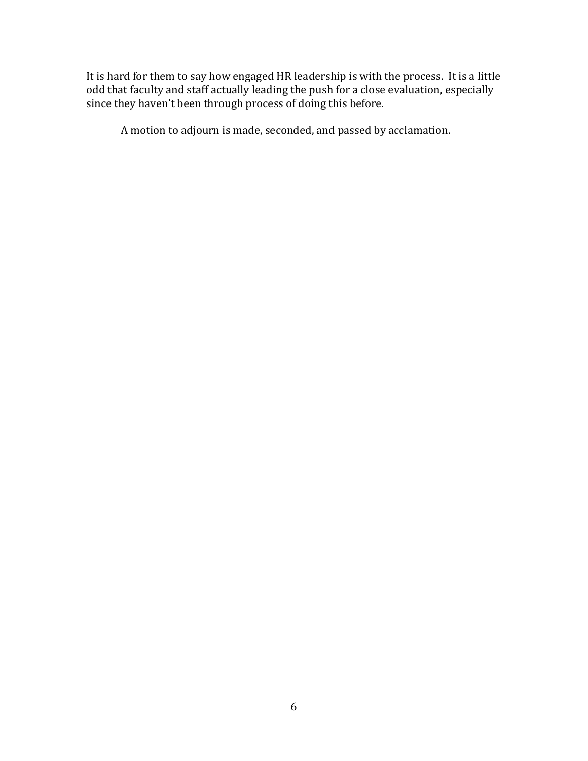It is hard for them to say how engaged HR leadership is with the process. It is a little odd that faculty and staff actually leading the push for a close evaluation, especially since they haven't been through process of doing this before.

A motion to adjourn is made, seconded, and passed by acclamation.